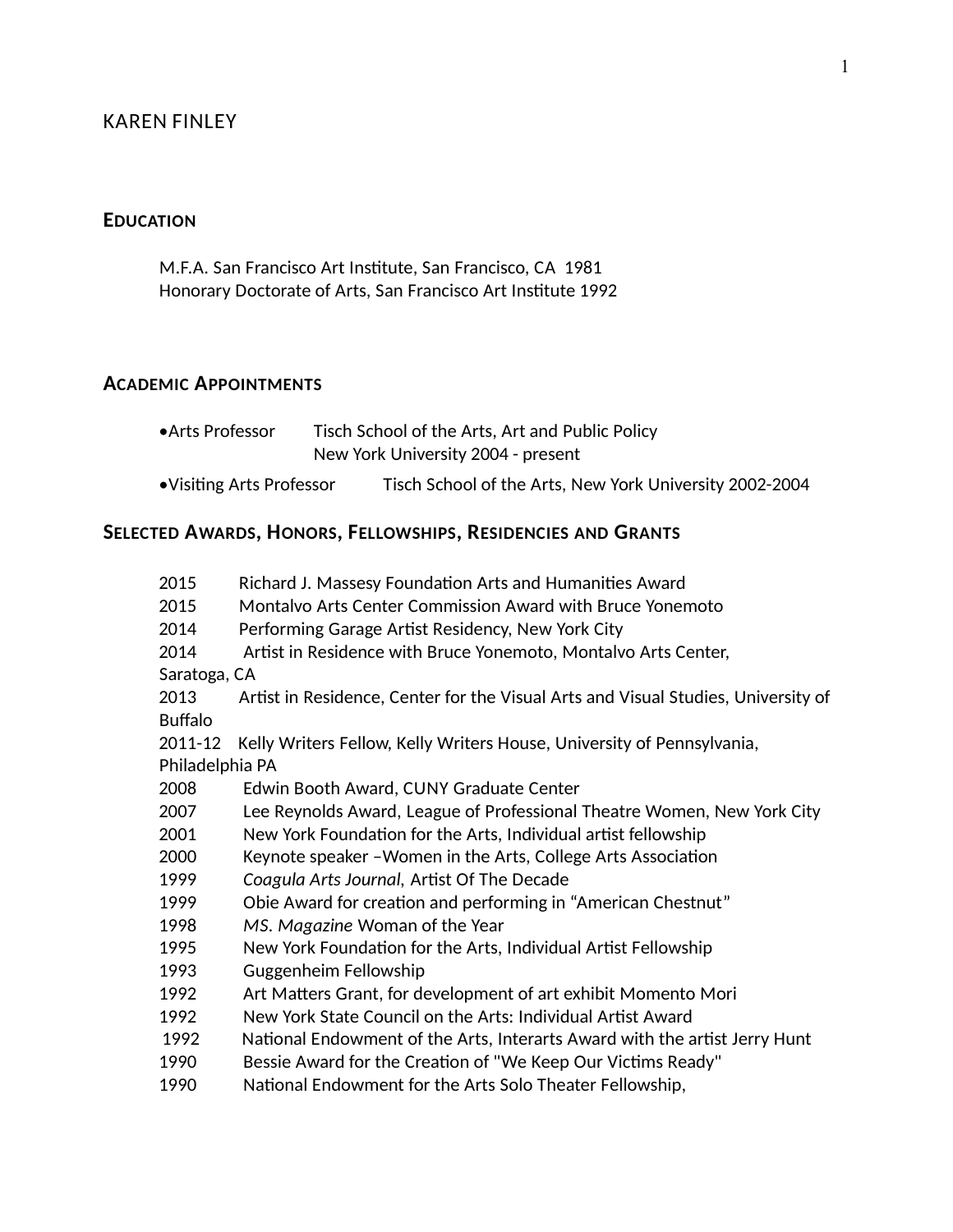# KAREN FINLEY

## EDUCATION

M.F.A. San Francisco Art Institute, San Francisco, CA 1981
Honorary Doctorate of Arts, San Francisco Art Institute 1992

## ACADEMIC APPOINTMENTS

- Arts Professor — Tisch School of the Arts, Art and Public Policy, New York University 2004 - present
- Visiting Arts Professor — Tisch School of the Arts, New York University 2002-2004

## SELECTED AWARDS, HONORS, FELLOWSHIPS, RESIDENCIES AND GRANTS

2015 Richard J. Massesy Foundation Arts and Humanities Award
2015 Montalvo Arts Center Commission Award with Bruce Yonemoto
2014 Performing Garage Artist Residency, New York City
2014 Artist in Residence with Bruce Yonemoto, Montalvo Arts Center, Saratoga, CA
2013 Artist in Residence, Center for the Visual Arts and Visual Studies, University of Buffalo
2011-12 Kelly Writers Fellow, Kelly Writers House, University of Pennsylvania, Philadelphia PA
2008 Edwin Booth Award, CUNY Graduate Center
2007 Lee Reynolds Award, League of Professional Theatre Women, New York City
2001 New York Foundation for the Arts, Individual artist fellowship
2000 Keynote speaker –Women in the Arts, College Arts Association
1999 *Coagula Arts Journal*, Artist Of The Decade
1999 Obie Award for creation and performing in “American Chestnut”
1998 *MS. Magazine* Woman of the Year
1995 New York Foundation for the Arts, Individual Artist Fellowship
1993 Guggenheim Fellowship
1992 Art Matters Grant, for development of art exhibit Momento Mori
1992 New York State Council on the Arts: Individual Artist Award
1992 National Endowment of the Arts, Interarts Award with the artist Jerry Hunt
1990 Bessie Award for the Creation of "We Keep Our Victims Ready"
1990 National Endowment for the Arts Solo Theater Fellowship,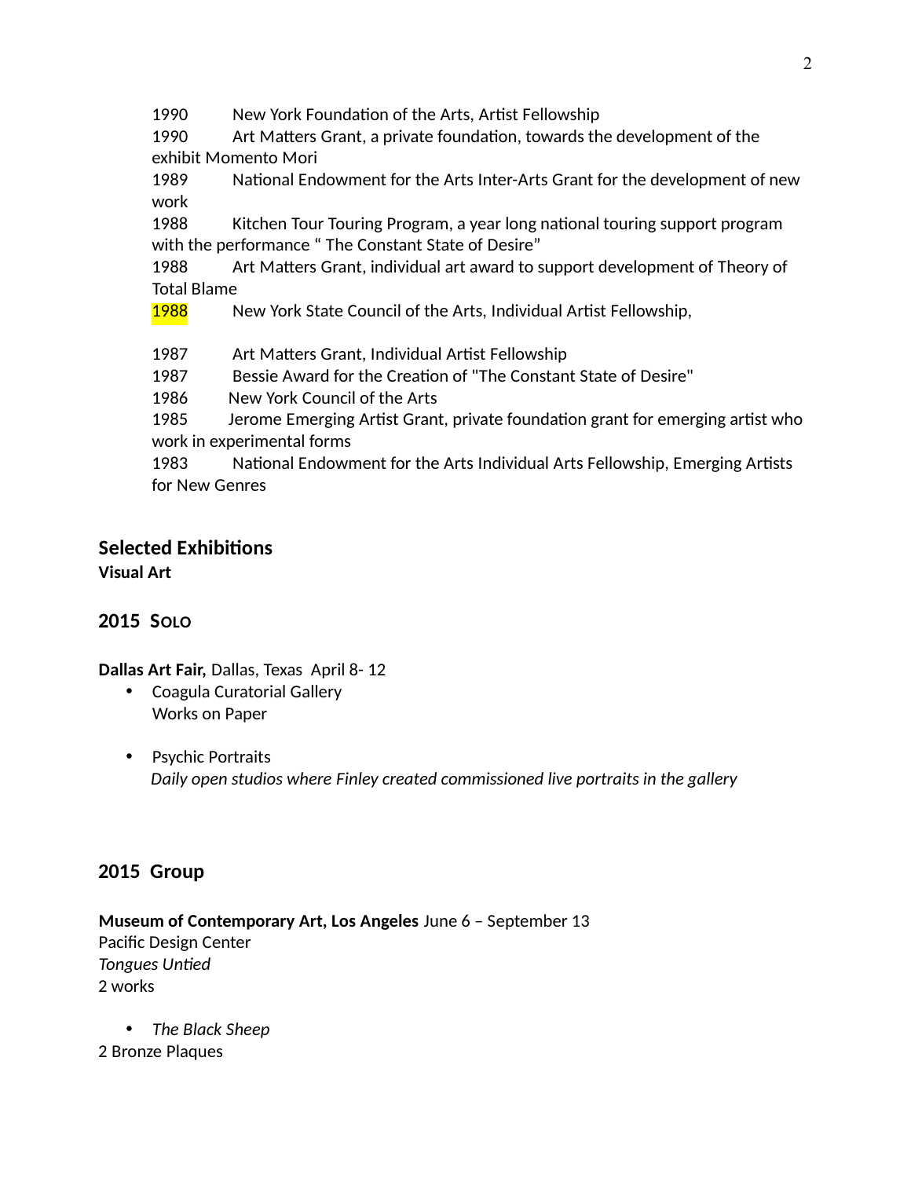1990 New York Foundation of the Arts, Artist Fellowship

1990 Art Matters Grant, a private foundation, towards the development of the exhibit Momento Mori

1989 National Endowment for the Arts Inter-Arts Grant for the development of new work

1988 Kitchen Tour Touring Program, a year long national touring support program with the performance " The Constant State of Desire"

1988 Art Matters Grant, individual art award to support development of Theory of Total Blame

1988 New York State Council of the Arts, Individual Artist Fellowship,

1987 Art Matters Grant, Individual Artist Fellowship

1987 Bessie Award for the Creation of "The Constant State of Desire"

1986 New York Council of the Arts

1985 Jerome Emerging Artist Grant, private foundation grant for emerging artist who work in experimental forms

1983 National Endowment for the Arts Individual Arts Fellowship, Emerging Artists for New Genres

## Selected Exhibitions

**Visual Art**

### 2015 Solo

**Dallas Art Fair,** Dallas, Texas April 8- 12

- Coagula Curatorial Gallery
  Works on Paper

- Psychic Portraits
  *Daily open studios where Finley created commissioned live portraits in the gallery*

### 2015 Group

**Museum of Contemporary Art, Los Angeles** June 6 – September 13
Pacific Design Center
*Tongues Untied*
2 works

- *The Black Sheep*

2 Bronze Plaques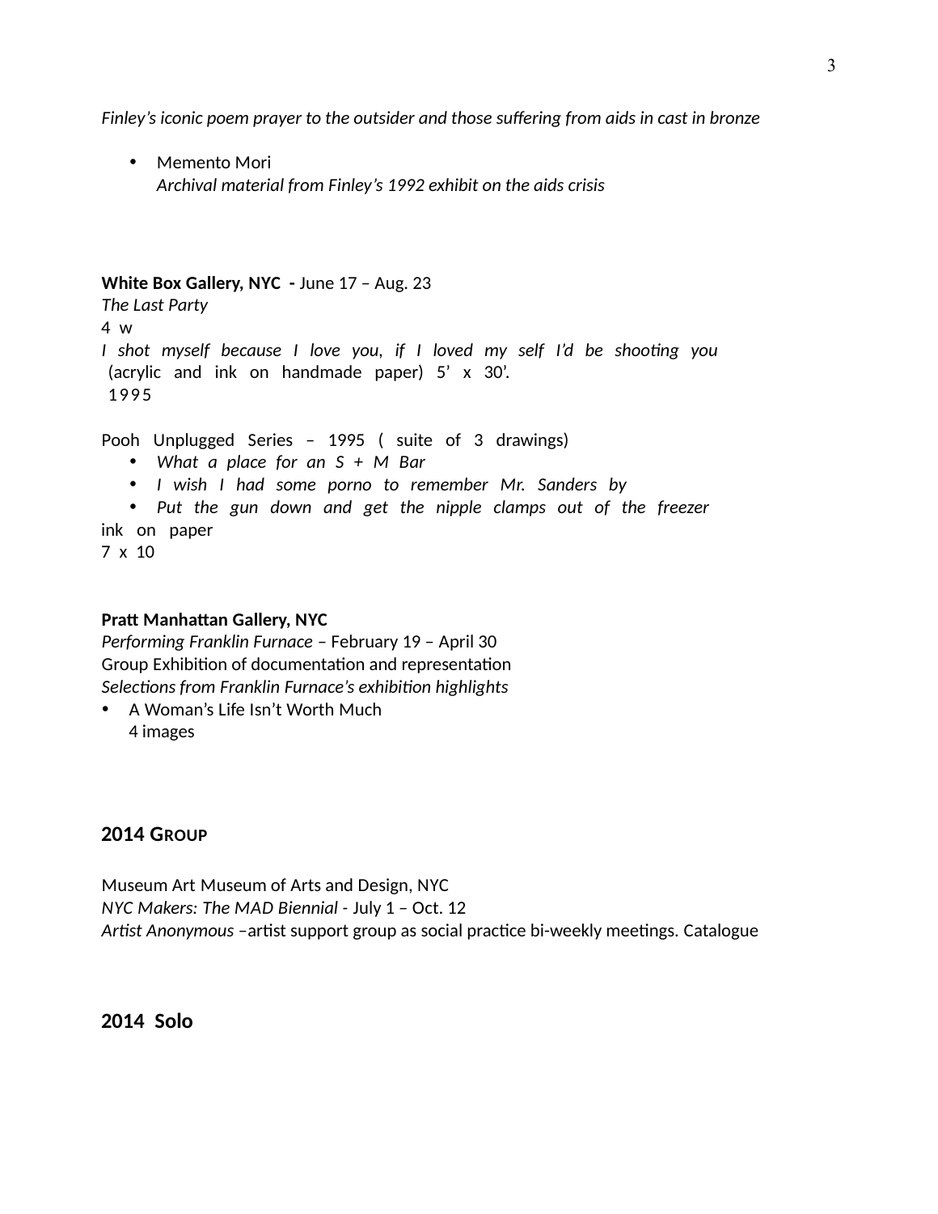*Finley's iconic poem prayer to the outsider and those suffering from aids in cast in bronze*

- Memento Mori  
  *Archival material from Finley's 1992 exhibit on the aids crisis*

**White Box Gallery, NYC -** June 17 – Aug. 23  
*The Last Party*  
4 w  
*I shot myself because I love you, if I loved my self I'd be shooting you*  
(acrylic and ink on handmade paper) 5' x 30'.  
1995

Pooh Unplugged Series – 1995 ( suite of 3 drawings)

- *What a place for an S + M Bar*
- *I wish I had some porno to remember Mr. Sanders by*
- *Put the gun down and get the nipple clamps out of the freezer*

ink on paper  
7 x 10

**Pratt Manhattan Gallery, NYC**  
*Performing Franklin Furnace* – February 19 – April 30  
Group Exhibition of documentation and representation  
*Selections from Franklin Furnace's exhibition highlights*

- A Woman's Life Isn't Worth Much  
  4 images

## 2014 GROUP

Museum Art Museum of Arts and Design, NYC  
*NYC Makers: The MAD Biennial* - July 1 – Oct. 12  
*Artist Anonymous* –artist support group as social practice bi-weekly meetings. Catalogue

## 2014 Solo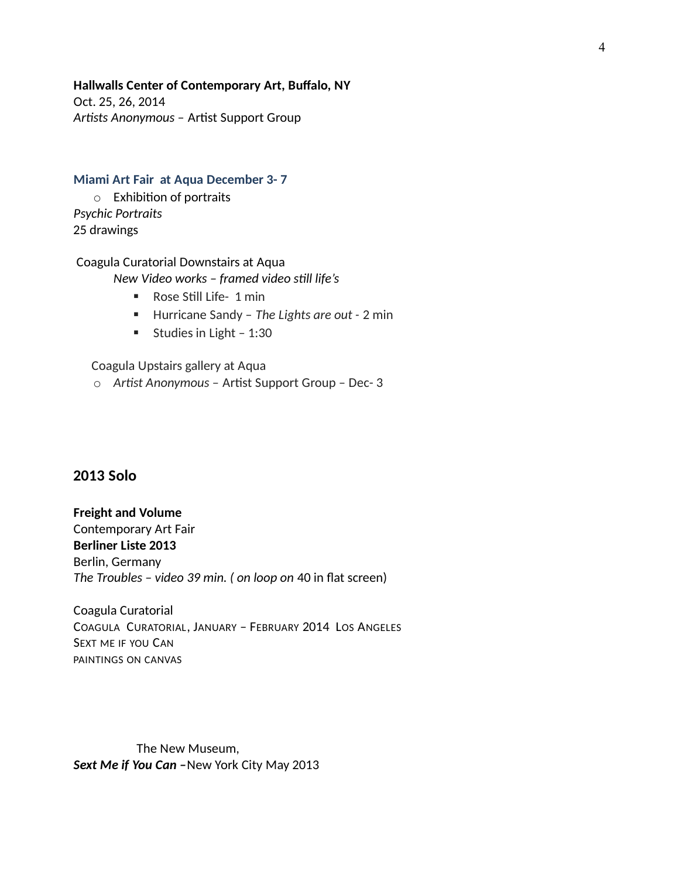**Hallwalls Center of Contemporary Art, Buffalo, NY**
Oct. 25, 26, 2014
*Artists Anonymous* – Artist Support Group

**Miami Art Fair at Aqua December 3- 7**

- Exhibition of portraits

*Psychic Portraits*
25 drawings

Coagula Curatorial Downstairs at Aqua
*New Video works – framed video still life's*

- Rose Still Life- 1 min
- Hurricane Sandy – *The Lights are out* - 2 min
- Studies in Light – 1:30

Coagula Upstairs gallery at Aqua

- *Artist Anonymous* – Artist Support Group – Dec- 3

## 2013 Solo

**Freight and Volume**
Contemporary Art Fair
**Berliner Liste 2013**
Berlin, Germany
*The Troubles – video 39 min. ( on loop on* 40 in flat screen)

Coagula Curatorial
Coagula Curatorial, January – February 2014 Los Angeles
Sext me if you Can
paintings on canvas

The New Museum,
***Sext Me if You Can –***New York City May 2013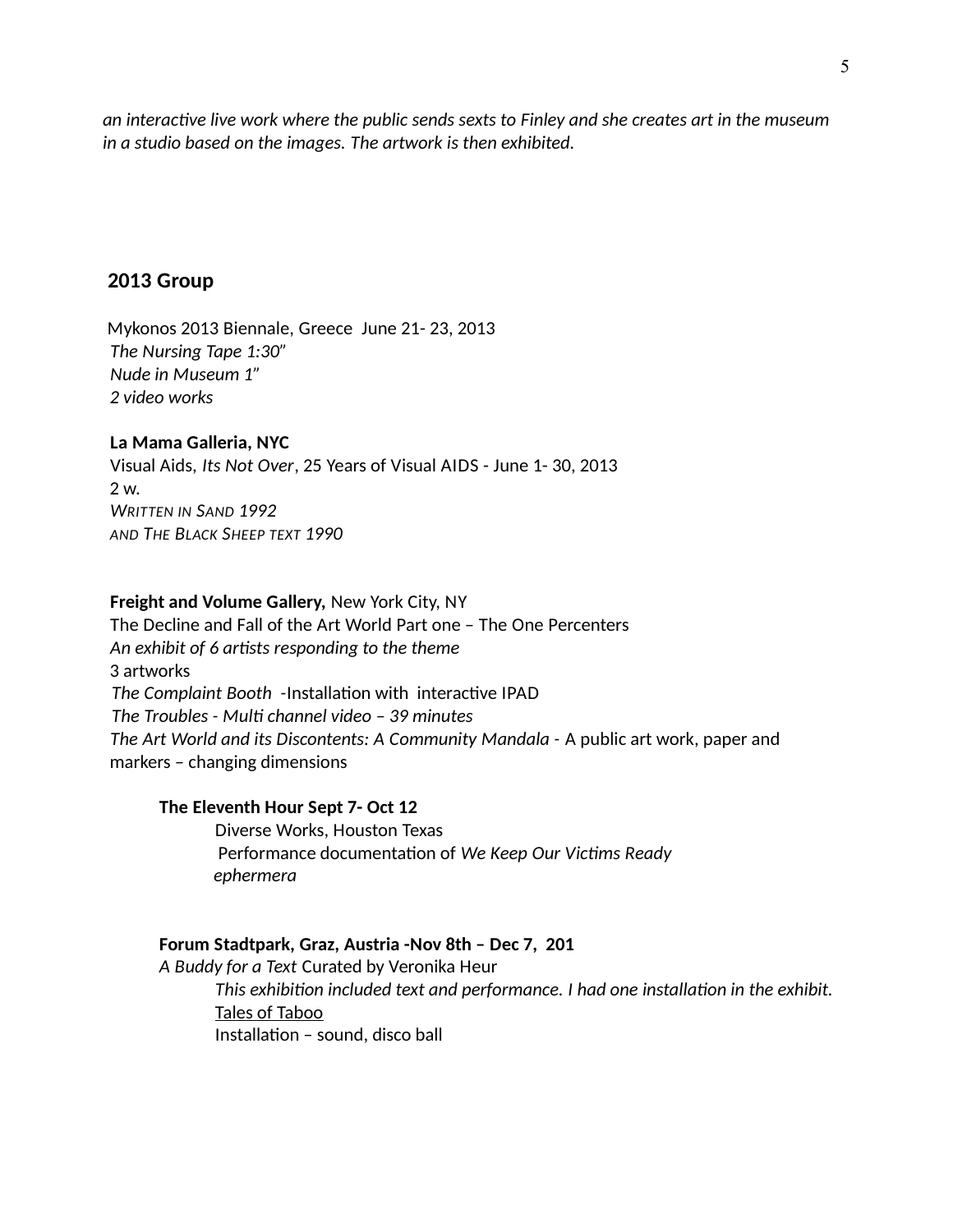*an interactive live work where the public sends sexts to Finley and she creates art in the museum in a studio based on the images. The artwork is then exhibited.*

## 2013 Group

Mykonos 2013 Biennale, Greece June 21- 23, 2013
*The Nursing Tape 1:30"*
*Nude in Museum 1"*
*2 video works*

**La Mama Galleria, NYC**
Visual Aids, *Its Not Over*, 25 Years of Visual AIDS - June 1- 30, 2013
2 w.
*WRITTEN IN SAND 1992*
*AND THE BLACK SHEEP TEXT 1990*

**Freight and Volume Gallery,** New York City, NY
The Decline and Fall of the Art World Part one – The One Percenters
*An exhibit of 6 artists responding to the theme*
3 artworks
*The Complaint Booth* -Installation with interactive IPAD
*The Troubles - Multi channel video – 39 minutes*
*The Art World and its Discontents: A Community Mandala -* A public art work, paper and markers – changing dimensions

**The Eleventh Hour Sept 7- Oct 12**
Diverse Works, Houston Texas
Performance documentation of *We Keep Our Victims Ready*
*ephermera*

**Forum Stadtpark, Graz, Austria -Nov 8th – Dec 7, 201**
*A Buddy for a Text* Curated by Veronika Heur
*This exhibition included text and performance. I had one installation in the exhibit.*
<u>Tales of Taboo</u>
Installation – sound, disco ball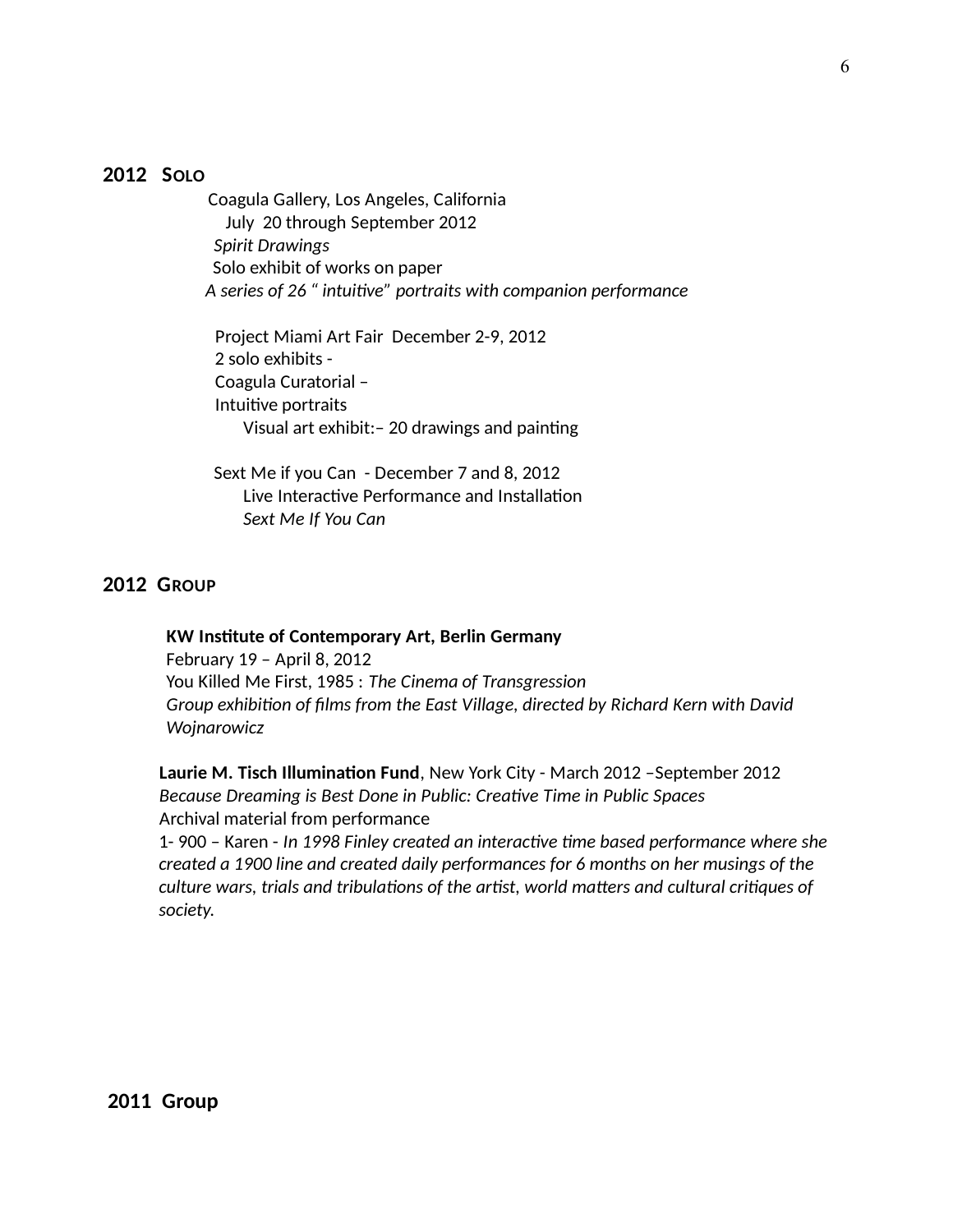**2012 SOLO**

Coagula Gallery, Los Angeles, California
July 20 through September 2012
*Spirit Drawings*
Solo exhibit of works on paper
*A series of 26 " intuitive" portraits with companion performance*

Project Miami Art Fair December 2-9, 2012
2 solo exhibits -
Coagula Curatorial –
Intuitive portraits
Visual art exhibit:– 20 drawings and painting

Sext Me if you Can - December 7 and 8, 2012
Live Interactive Performance and Installation
*Sext Me If You Can*

**2012 GROUP**

**KW Institute of Contemporary Art, Berlin Germany**
February 19 – April 8, 2012
You Killed Me First, 1985 : *The Cinema of Transgression*
*Group exhibition of films from the East Village, directed by Richard Kern with David Wojnarowicz*

**Laurie M. Tisch Illumination Fund**, New York City - March 2012 –September 2012
*Because Dreaming is Best Done in Public: Creative Time in Public Spaces*
Archival material from performance
1- 900 – Karen - *In 1998 Finley created an interactive time based performance where she created a 1900 line and created daily performances for 6 months on her musings of the culture wars, trials and tribulations of the artist, world matters and cultural critiques of society.*

**2011 Group**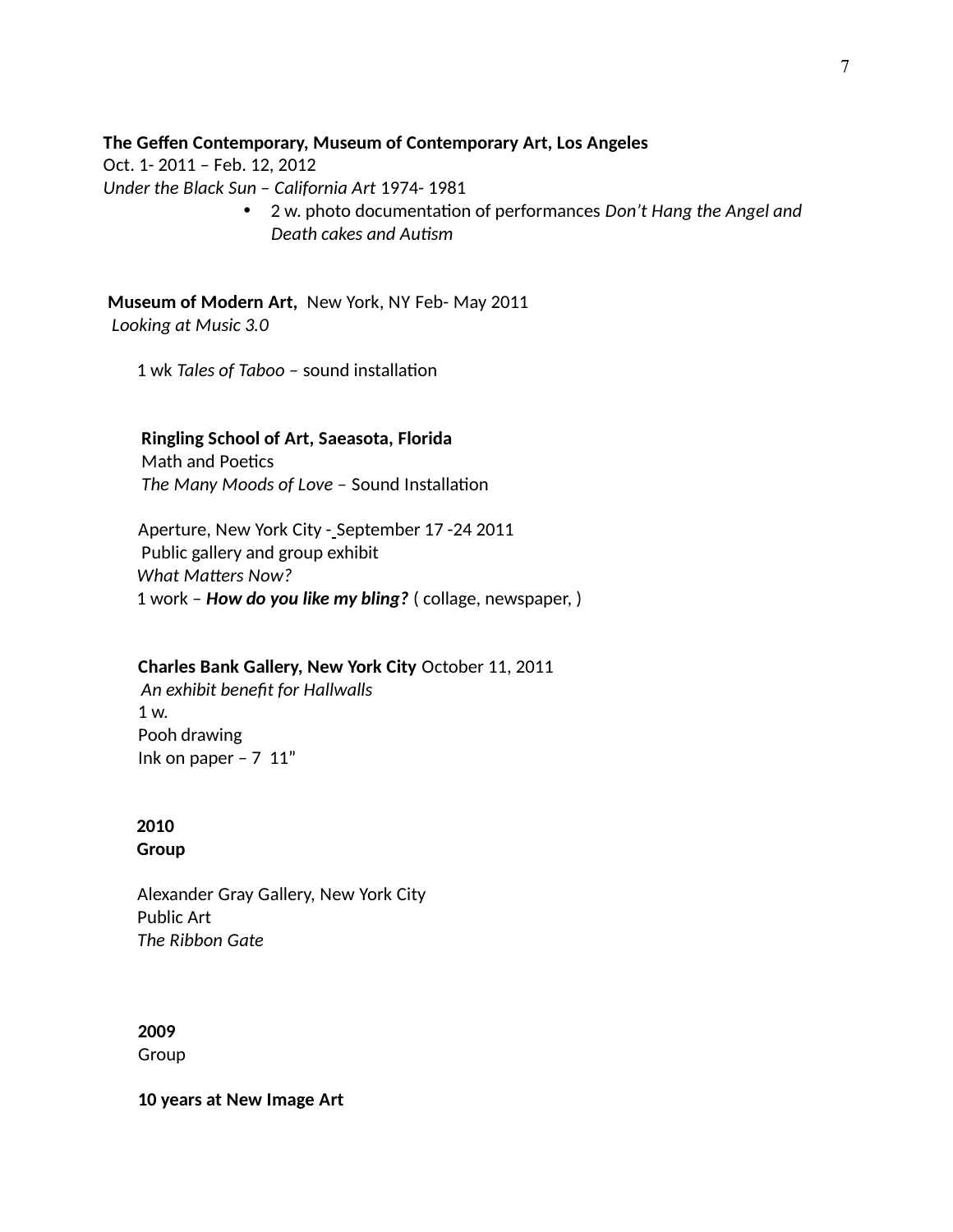**The Geffen Contemporary, Museum of Contemporary Art, Los Angeles**
Oct. 1- 2011 – Feb. 12, 2012
*Under the Black Sun – California Art* 1974- 1981

- 2 w. photo documentation of performances *Don't Hang the Angel and Death cakes and Autism*

**Museum of Modern Art,** New York, NY Feb- May 2011
*Looking at Music 3.0*

1 wk *Tales of Taboo* – sound installation

**Ringling School of Art, Saeasota, Florida**
Math and Poetics
*The Many Moods of Love* – Sound Installation

Aperture, New York City - September 17 -24 2011
Public gallery and group exhibit
*What Matters Now?*
1 work – ***How do you like my bling?*** ( collage, newspaper, )

**Charles Bank Gallery, New York City** October 11, 2011
*An exhibit benefit for Hallwalls*
1 w.
Pooh drawing
Ink on paper – 7 11"

**2010**
**Group**

Alexander Gray Gallery, New York City
Public Art
*The Ribbon Gate*

**2009**
Group

**10 years at New Image Art**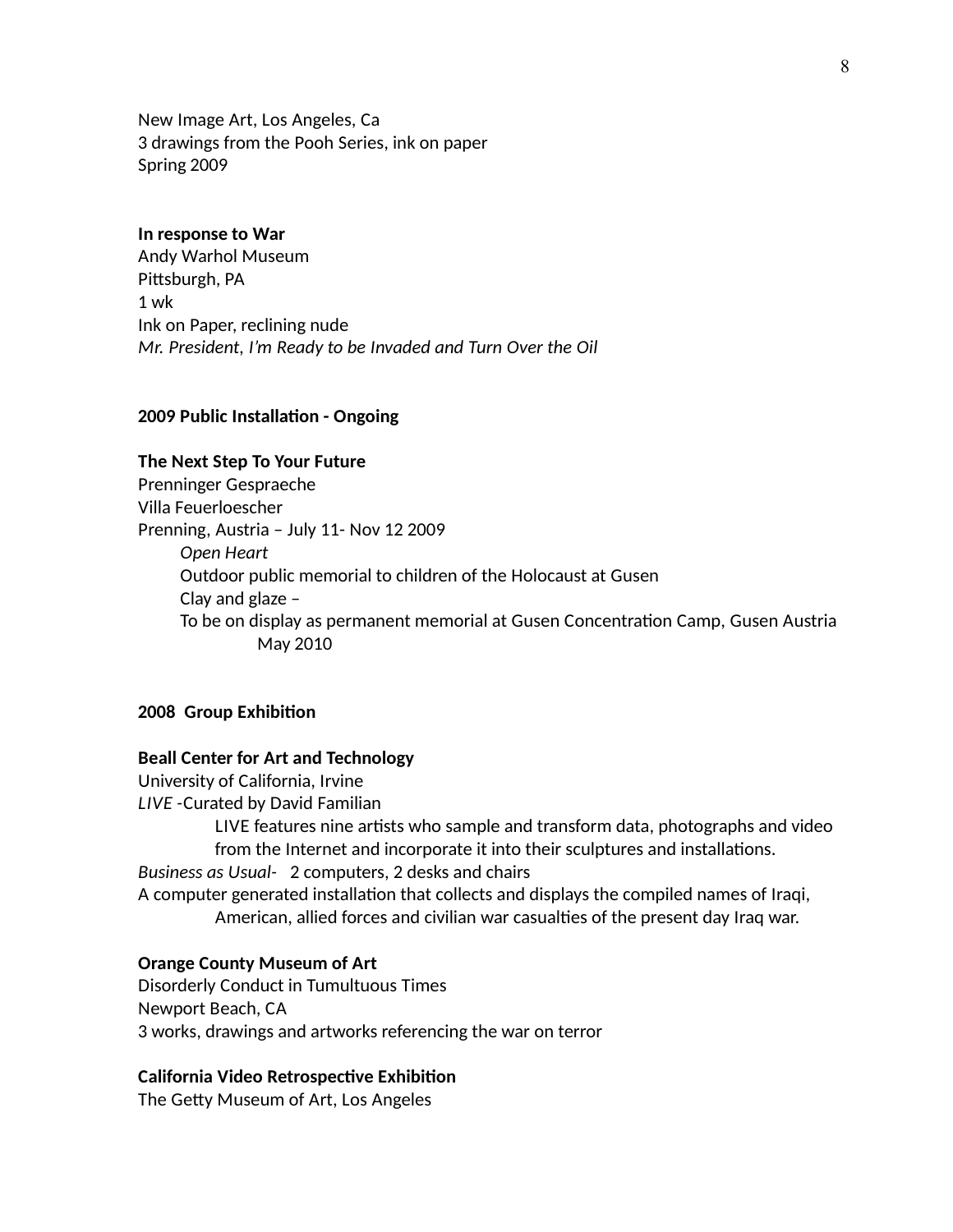New Image Art, Los Angeles, Ca
3 drawings from the Pooh Series, ink on paper
Spring 2009

**In response to War**
Andy Warhol Museum
Pittsburgh, PA
1 wk
Ink on Paper, reclining nude
*Mr. President*, *I'm Ready to be Invaded and Turn Over the Oil*

**2009 Public Installation - Ongoing**

**The Next Step To Your Future**
Prenninger Gespraeche
Villa Feuerloescher
Prenning, Austria – July 11- Nov 12 2009
*Open Heart*
Outdoor public memorial to children of the Holocaust at Gusen
Clay and glaze –
To be on display as permanent memorial at Gusen Concentration Camp, Gusen Austria
May 2010

**2008 Group Exhibition**

**Beall Center for Art and Technology**
University of California, Irvine
*LIVE* -Curated by David Familian
LIVE features nine artists who sample and transform data, photographs and video from the Internet and incorporate it into their sculptures and installations.
*Business as Usual*- 2 computers, 2 desks and chairs
A computer generated installation that collects and displays the compiled names of Iraqi, American, allied forces and civilian war casualties of the present day Iraq war.

**Orange County Museum of Art**
Disorderly Conduct in Tumultuous Times
Newport Beach, CA
3 works, drawings and artworks referencing the war on terror

**California Video Retrospective Exhibition**
The Getty Museum of Art, Los Angeles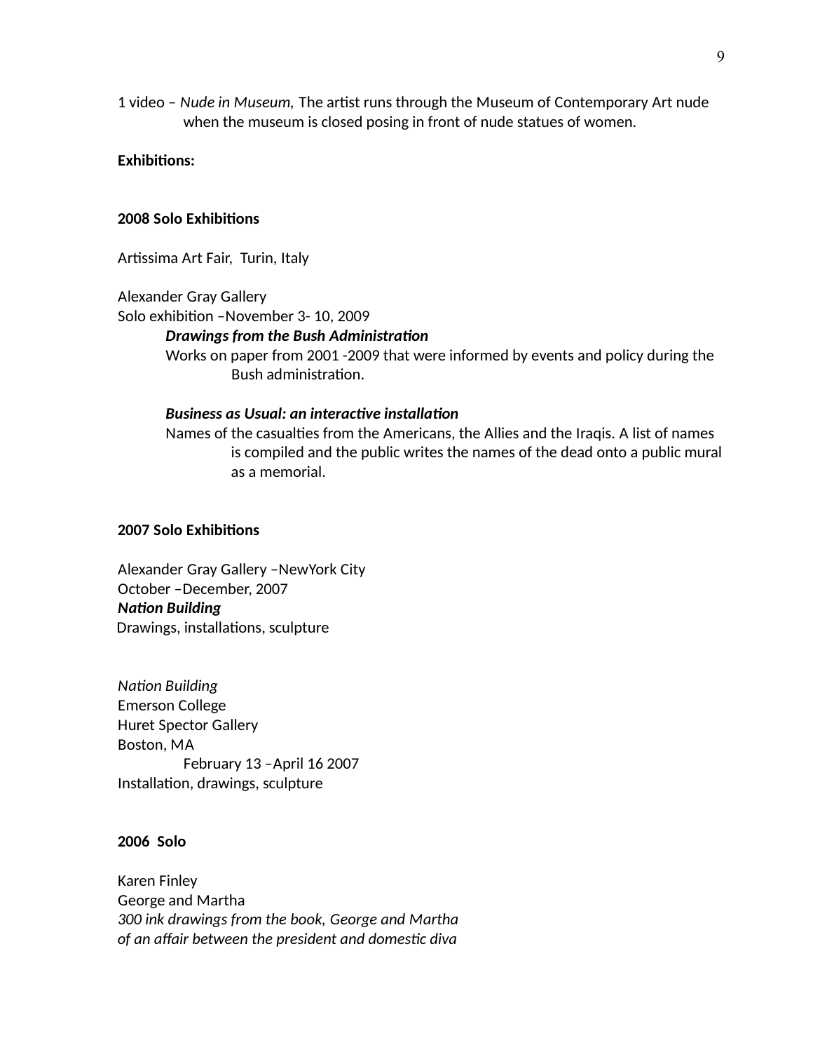1 video – *Nude in Museum,* The artist runs through the Museum of Contemporary Art nude when the museum is closed posing in front of nude statues of women.

**Exhibitions:**

**2008 Solo Exhibitions**

Artissima Art Fair, Turin, Italy

Alexander Gray Gallery
Solo exhibition –November 3- 10, 2009

***Drawings from the Bush Administration***
Works on paper from 2001 -2009 that were informed by events and policy during the Bush administration.

***Business as Usual: an interactive installation***
Names of the casualties from the Americans, the Allies and the Iraqis. A list of names is compiled and the public writes the names of the dead onto a public mural as a memorial.

**2007 Solo Exhibitions**

Alexander Gray Gallery –NewYork City
October –December, 2007
***Nation Building***
Drawings, installations, sculpture

*Nation Building*
Emerson College
Huret Spector Gallery
Boston, MA
February 13 –April 16 2007
Installation, drawings, sculpture

**2006 Solo**

Karen Finley
George and Martha
*300 ink drawings from the book, George and Martha of an affair between the president and domestic diva*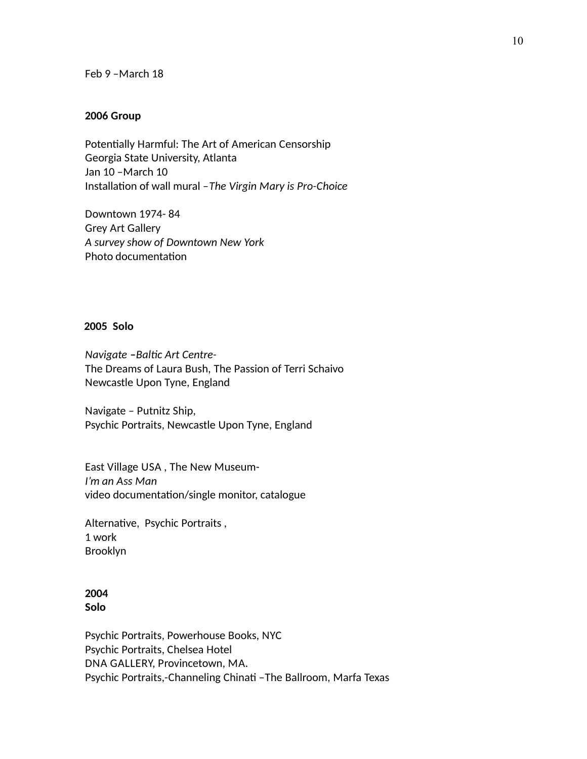Feb 9 –March 18

**2006 Group**

Potentially Harmful: The Art of American Censorship
Georgia State University, Atlanta
Jan 10 –March 10
Installation of wall mural –*The Virgin Mary is Pro-Choice*

Downtown 1974- 84
Grey Art Gallery
*A survey show of Downtown New York*
Photo documentation

**2005 Solo**

*Navigate –Baltic Art Centre-*
The Dreams of Laura Bush, The Passion of Terri Schaivo
Newcastle Upon Tyne, England

Navigate – Putnitz Ship,
Psychic Portraits, Newcastle Upon Tyne, England

East Village USA , The New Museum-
*I'm an Ass Man*
video documentation/single monitor, catalogue

Alternative, Psychic Portraits ,
1 work
Brooklyn

**2004**
**Solo**

Psychic Portraits, Powerhouse Books, NYC
Psychic Portraits, Chelsea Hotel
DNA GALLERY, Provincetown, MA.
Psychic Portraits,-Channeling Chinati –The Ballroom, Marfa Texas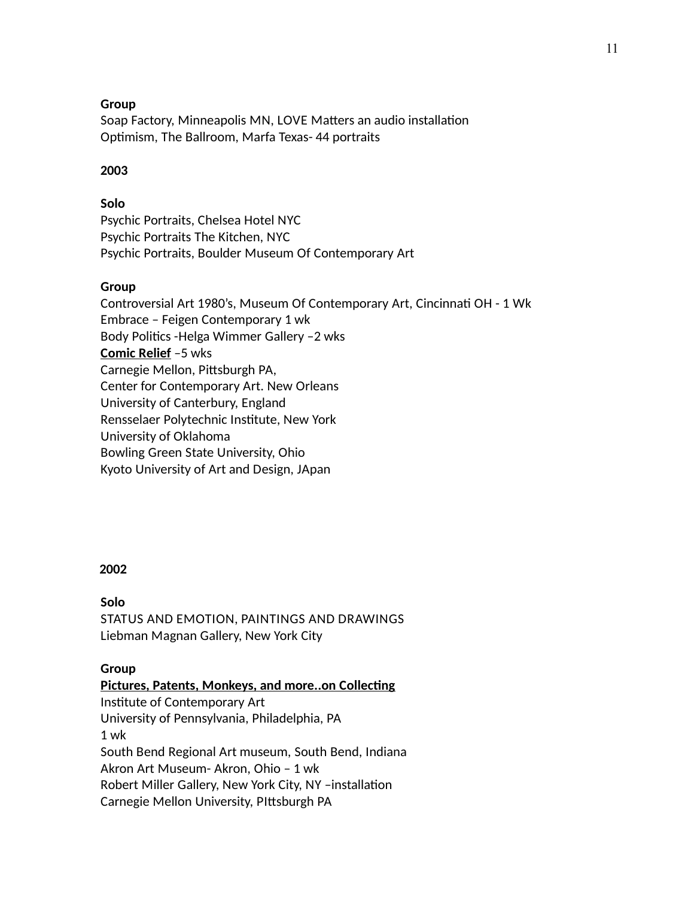**Group**
Soap Factory, Minneapolis MN, LOVE Matters an audio installation
Optimism, The Ballroom, Marfa Texas- 44 portraits

**2003**

**Solo**
Psychic Portraits, Chelsea Hotel NYC
Psychic Portraits The Kitchen, NYC
Psychic Portraits, Boulder Museum Of Contemporary Art

**Group**
Controversial Art 1980's, Museum Of Contemporary Art, Cincinnati OH - 1 Wk
Embrace – Feigen Contemporary 1 wk
Body Politics -Helga Wimmer Gallery –2 wks
**<u>Comic Relief</u>** –5 wks
Carnegie Mellon, Pittsburgh PA,
Center for Contemporary Art. New Orleans
University of Canterbury, England
Rensselaer Polytechnic Institute, New York
University of Oklahoma
Bowling Green State University, Ohio
Kyoto University of Art and Design, JApan

**2002**

**Solo**
STATUS AND EMOTION, PAINTINGS AND DRAWINGS
Liebman Magnan Gallery, New York City

**Group**
**<u>Pictures, Patents, Monkeys, and more..on Collecting</u>**
Institute of Contemporary Art
University of Pennsylvania, Philadelphia, PA
1 wk
South Bend Regional Art museum, South Bend, Indiana
Akron Art Museum- Akron, Ohio – 1 wk
Robert Miller Gallery, New York City, NY –installation
Carnegie Mellon University, PIttsburgh PA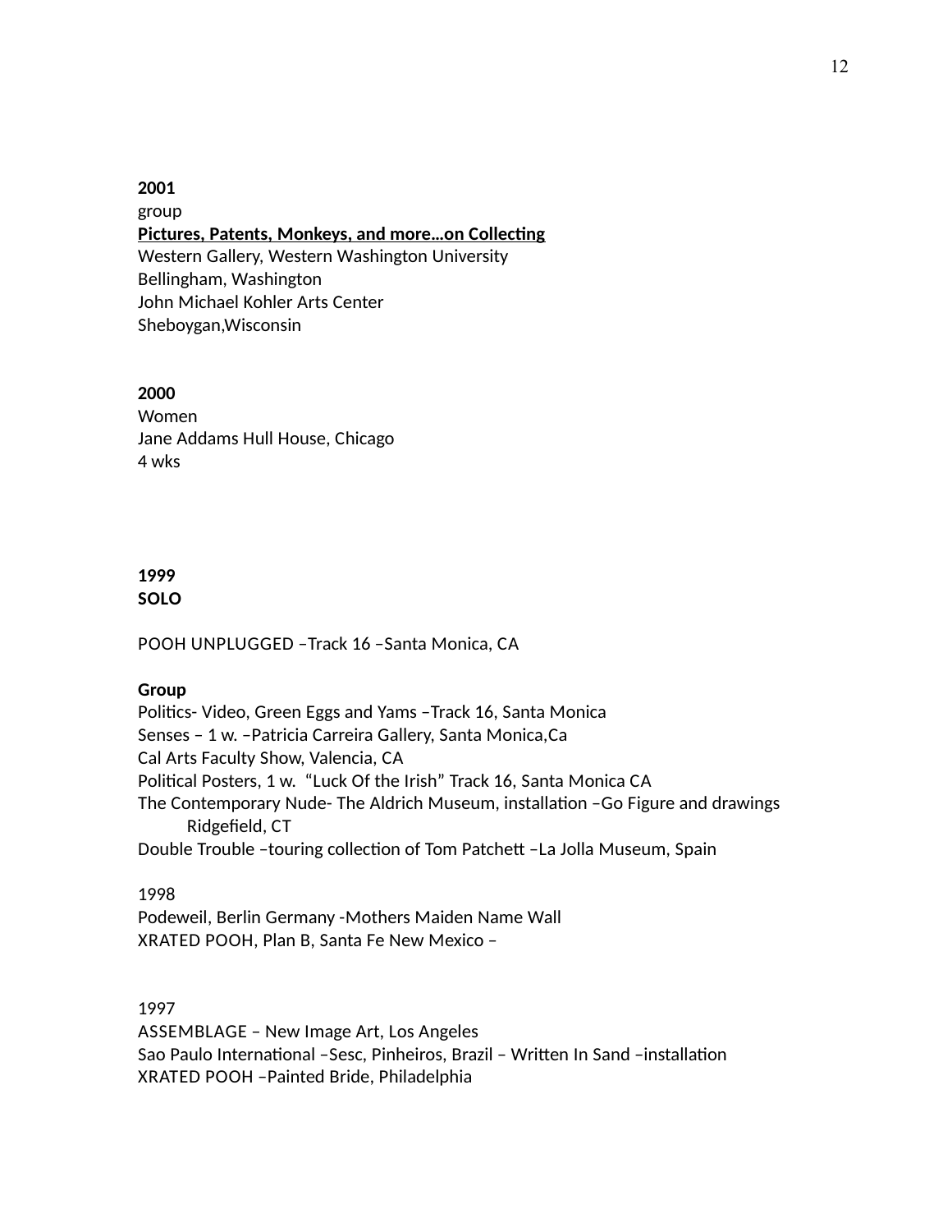**2001**
group
**Pictures, Patents, Monkeys, and more…on Collecting**
Western Gallery, Western Washington University
Bellingham, Washington
John Michael Kohler Arts Center
Sheboygan,Wisconsin

**2000**
Women
Jane Addams Hull House, Chicago
4 wks

**1999**
**SOLO**

POOH UNPLUGGED –Track 16 –Santa Monica, CA

**Group**
Politics- Video, Green Eggs and Yams –Track 16, Santa Monica
Senses – 1 w. –Patricia Carreira Gallery, Santa Monica,Ca
Cal Arts Faculty Show, Valencia, CA
Political Posters, 1 w. "Luck Of the Irish" Track 16, Santa Monica CA
The Contemporary Nude- The Aldrich Museum, installation –Go Figure and drawings
 Ridgefield, CT
Double Trouble –touring collection of Tom Patchett –La Jolla Museum, Spain

1998
Podeweil, Berlin Germany -Mothers Maiden Name Wall
XRATED POOH, Plan B, Santa Fe New Mexico –

1997
ASSEMBLAGE – New Image Art, Los Angeles
Sao Paulo International –Sesc, Pinheiros, Brazil – Written In Sand –installation
XRATED POOH –Painted Bride, Philadelphia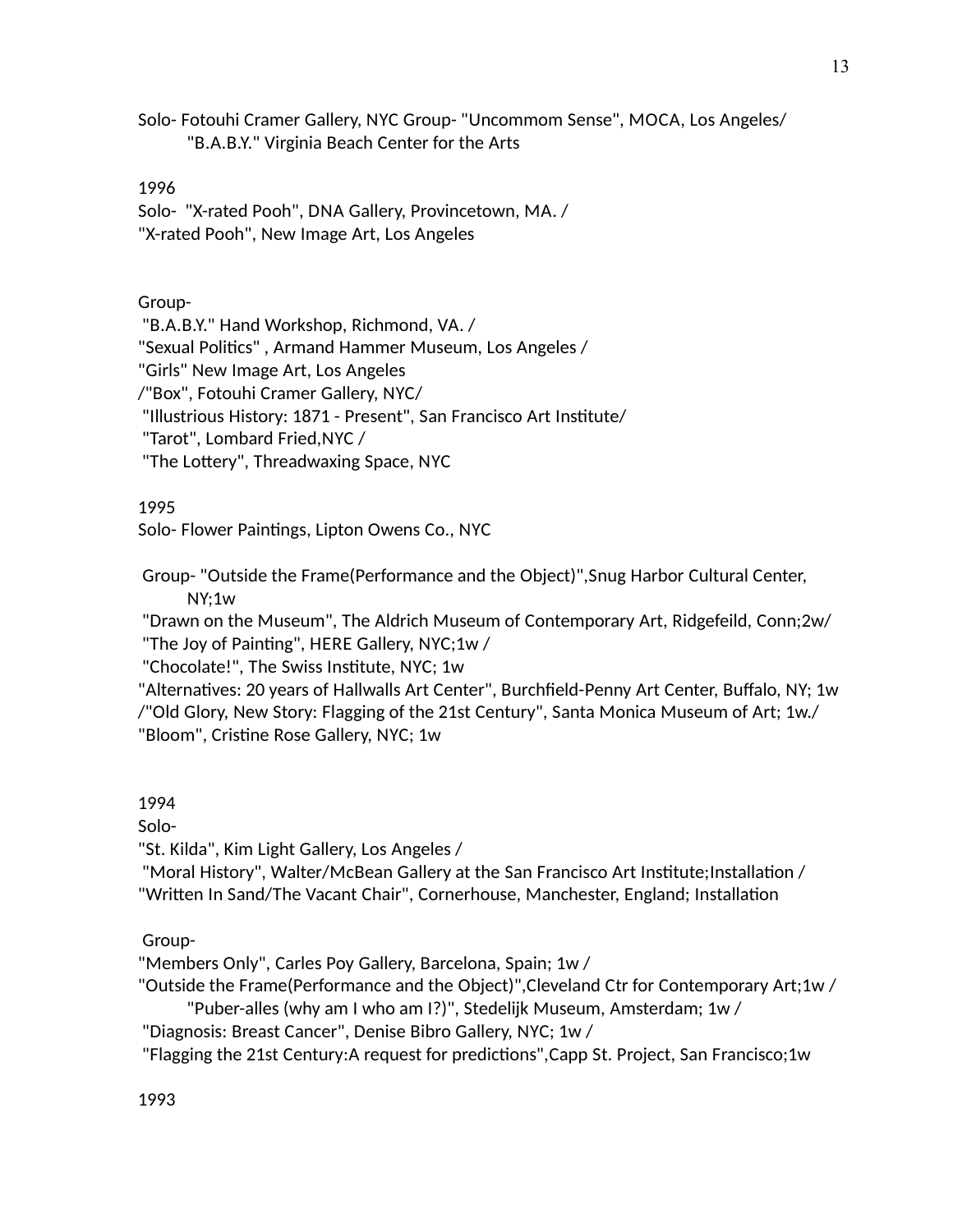Solo- Fotouhi Cramer Gallery, NYC Group- "Uncommom Sense", MOCA, Los Angeles/
"B.A.B.Y." Virginia Beach Center for the Arts

1996
Solo- "X-rated Pooh", DNA Gallery, Provincetown, MA. /
"X-rated Pooh", New Image Art, Los Angeles

Group-
"B.A.B.Y." Hand Workshop, Richmond, VA. /
"Sexual Politics" , Armand Hammer Museum, Los Angeles /
"Girls" New Image Art, Los Angeles
/"Box", Fotouhi Cramer Gallery, NYC/
"Illustrious History: 1871 - Present", San Francisco Art Institute/
"Tarot", Lombard Fried,NYC /
"The Lottery", Threadwaxing Space, NYC

1995
Solo- Flower Paintings, Lipton Owens Co., NYC

Group- "Outside the Frame(Performance and the Object)",Snug Harbor Cultural Center, NY;1w
"Drawn on the Museum", The Aldrich Museum of Contemporary Art, Ridgefeild, Conn;2w/
"The Joy of Painting", HERE Gallery, NYC;1w /
"Chocolate!", The Swiss Institute, NYC; 1w
"Alternatives: 20 years of Hallwalls Art Center", Burchfield-Penny Art Center, Buffalo, NY; 1w
/"Old Glory, New Story: Flagging of the 21st Century", Santa Monica Museum of Art; 1w./
"Bloom", Cristine Rose Gallery, NYC; 1w

1994
Solo-
"St. Kilda", Kim Light Gallery, Los Angeles /
"Moral History", Walter/McBean Gallery at the San Francisco Art Institute;Installation /
"Written In Sand/The Vacant Chair", Cornerhouse, Manchester, England; Installation

Group-
"Members Only", Carles Poy Gallery, Barcelona, Spain; 1w /
"Outside the Frame(Performance and the Object)",Cleveland Ctr for Contemporary Art;1w /
"Puber-alles (why am I who am I?)", Stedelijk Museum, Amsterdam; 1w /
"Diagnosis: Breast Cancer", Denise Bibro Gallery, NYC; 1w /
"Flagging the 21st Century:A request for predictions",Capp St. Project, San Francisco;1w

1993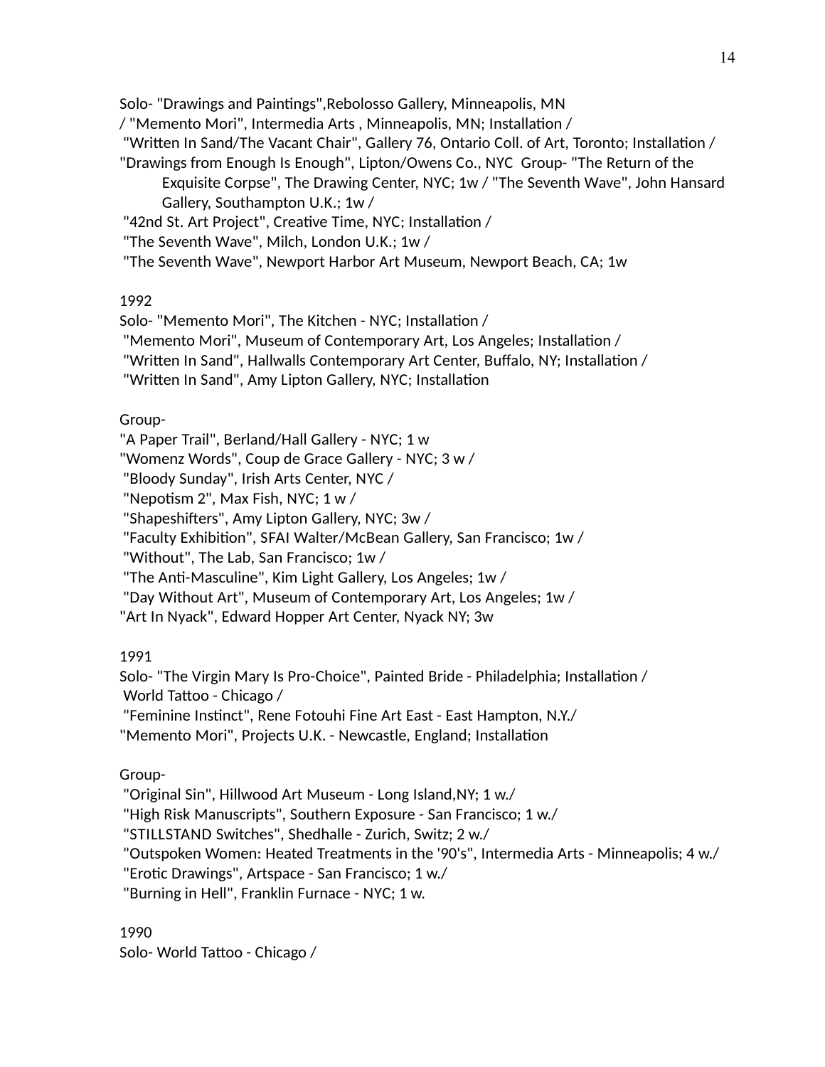Solo- "Drawings and Paintings",Rebolosso Gallery, Minneapolis, MN
/ "Memento Mori", Intermedia Arts , Minneapolis, MN; Installation /
"Written In Sand/The Vacant Chair", Gallery 76, Ontario Coll. of Art, Toronto; Installation /
"Drawings from Enough Is Enough", Lipton/Owens Co., NYC  Group- "The Return of the Exquisite Corpse", The Drawing Center, NYC; 1w / "The Seventh Wave", John Hansard Gallery, Southampton U.K.; 1w /
"42nd St. Art Project", Creative Time, NYC; Installation /
"The Seventh Wave", Milch, London U.K.; 1w /
"The Seventh Wave", Newport Harbor Art Museum, Newport Beach, CA; 1w

1992
Solo- "Memento Mori", The Kitchen - NYC; Installation /
"Memento Mori", Museum of Contemporary Art, Los Angeles; Installation /
"Written In Sand", Hallwalls Contemporary Art Center, Buffalo, NY; Installation /
"Written In Sand", Amy Lipton Gallery, NYC; Installation

Group-
"A Paper Trail", Berland/Hall Gallery - NYC; 1 w
"Womenz Words", Coup de Grace Gallery - NYC; 3 w /
"Bloody Sunday", Irish Arts Center, NYC /
"Nepotism 2", Max Fish, NYC; 1 w /
"Shapeshifters", Amy Lipton Gallery, NYC; 3w /
"Faculty Exhibition", SFAI Walter/McBean Gallery, San Francisco; 1w /
"Without", The Lab, San Francisco; 1w /
"The Anti-Masculine", Kim Light Gallery, Los Angeles; 1w /
"Day Without Art", Museum of Contemporary Art, Los Angeles; 1w /
"Art In Nyack", Edward Hopper Art Center, Nyack NY; 3w

1991
Solo- "The Virgin Mary Is Pro-Choice", Painted Bride - Philadelphia; Installation /
World Tattoo - Chicago /
"Feminine Instinct", Rene Fotouhi Fine Art East - East Hampton, N.Y./
"Memento Mori", Projects U.K. - Newcastle, England; Installation

Group-
"Original Sin", Hillwood Art Museum - Long Island,NY; 1 w./
"High Risk Manuscripts", Southern Exposure - San Francisco; 1 w./
"STILLSTAND Switches", Shedhalle - Zurich, Switz; 2 w./
"Outspoken Women: Heated Treatments in the '90's", Intermedia Arts - Minneapolis; 4 w./
"Erotic Drawings", Artspace - San Francisco; 1 w./
"Burning in Hell", Franklin Furnace - NYC; 1 w.

1990
Solo- World Tattoo - Chicago /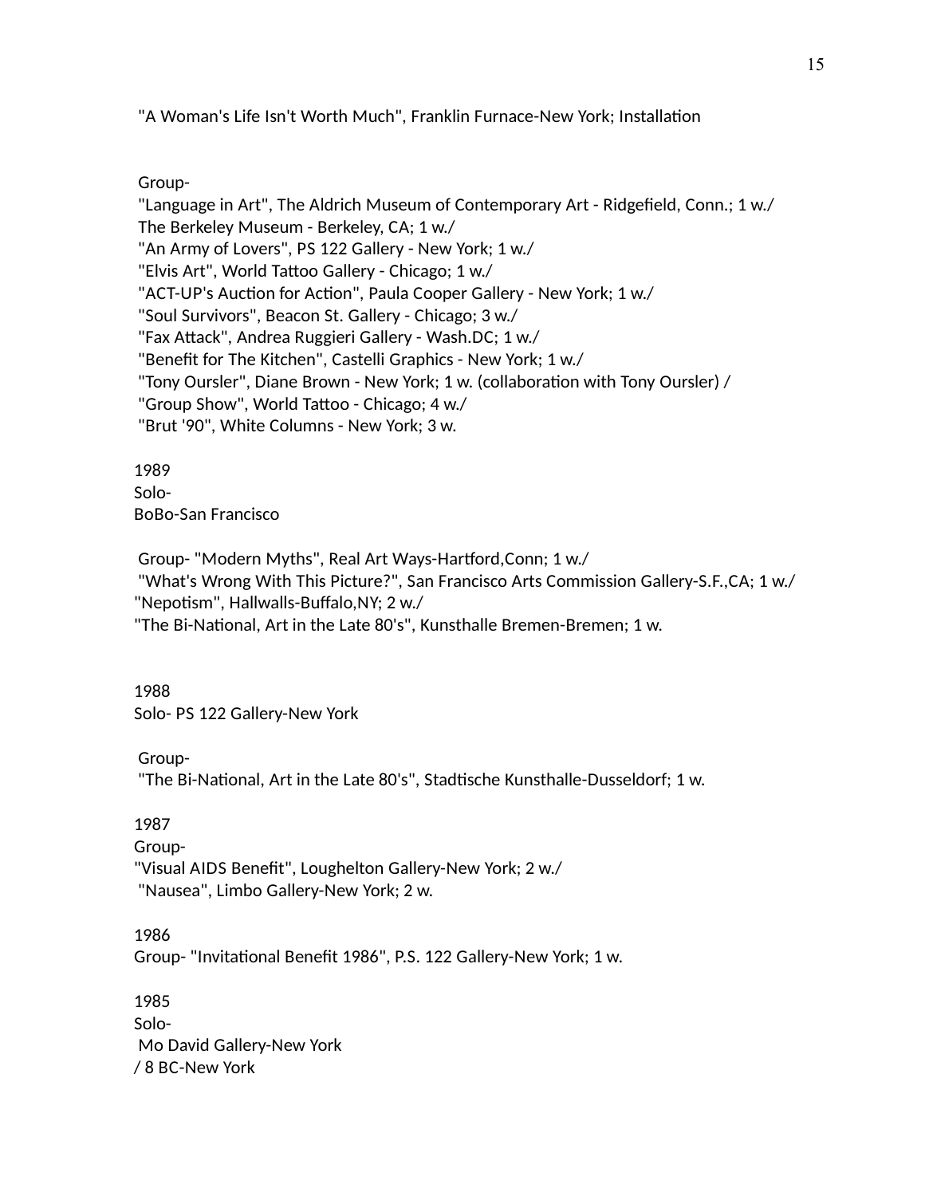"A Woman's Life Isn't Worth Much", Franklin Furnace-New York; Installation

Group-
"Language in Art", The Aldrich Museum of Contemporary Art - Ridgefield, Conn.; 1 w./
The Berkeley Museum - Berkeley, CA; 1 w./
"An Army of Lovers", PS 122 Gallery - New York; 1 w./
"Elvis Art", World Tattoo Gallery - Chicago; 1 w./
"ACT-UP's Auction for Action", Paula Cooper Gallery - New York; 1 w./
"Soul Survivors", Beacon St. Gallery - Chicago; 3 w./
"Fax Attack", Andrea Ruggieri Gallery - Wash.DC; 1 w./
"Benefit for The Kitchen", Castelli Graphics - New York; 1 w./
"Tony Oursler", Diane Brown - New York; 1 w. (collaboration with Tony Oursler) /
"Group Show", World Tattoo - Chicago; 4 w./
"Brut '90", White Columns - New York; 3 w.

1989
Solo-
BoBo-San Francisco

Group- "Modern Myths", Real Art Ways-Hartford,Conn; 1 w./
"What's Wrong With This Picture?", San Francisco Arts Commission Gallery-S.F.,CA; 1 w./
"Nepotism", Hallwalls-Buffalo,NY; 2 w./
"The Bi-National, Art in the Late 80's", Kunsthalle Bremen-Bremen; 1 w.

1988
Solo- PS 122 Gallery-New York

Group-
"The Bi-National, Art in the Late 80's", Stadtische Kunsthalle-Dusseldorf; 1 w.

1987
Group-
"Visual AIDS Benefit", Loughelton Gallery-New York; 2 w./
"Nausea", Limbo Gallery-New York; 2 w.

1986
Group- "Invitational Benefit 1986", P.S. 122 Gallery-New York; 1 w.

1985
Solo-
Mo David Gallery-New York
/ 8 BC-New York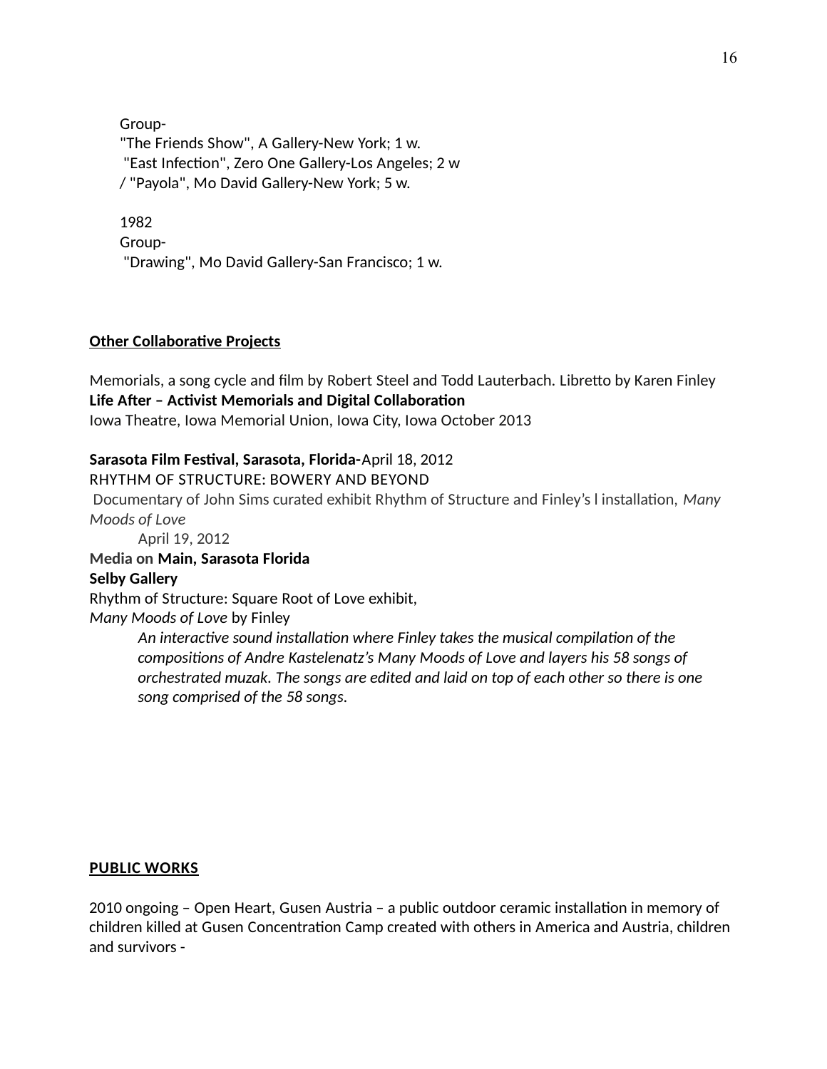Group-
"The Friends Show", A Gallery-New York; 1 w.
"East Infection", Zero One Gallery-Los Angeles; 2 w
/ "Payola", Mo David Gallery-New York; 5 w.

1982
Group-
"Drawing", Mo David Gallery-San Francisco; 1 w.

**Other Collaborative Projects**

Memorials, a song cycle and film by Robert Steel and Todd Lauterbach. Libretto by Karen Finley
**Life After – Activist Memorials and Digital Collaboration**
Iowa Theatre, Iowa Memorial Union, Iowa City, Iowa October 2013

**Sarasota Film Festival, Sarasota, Florida-**April 18, 2012
RHYTHM OF STRUCTURE: BOWERY AND BEYOND
Documentary of John Sims curated exhibit Rhythm of Structure and Finley's l installation, *Many Moods of Love*
April 19, 2012
**Media on Main, Sarasota Florida**
**Selby Gallery**
Rhythm of Structure: Square Root of Love exhibit,
*Many Moods of Love* by Finley

*An interactive sound installation where Finley takes the musical compilation of the compositions of Andre Kastelenatz's Many Moods of Love and layers his 58 songs of orchestrated muzak. The songs are edited and laid on top of each other so there is one song comprised of the 58 songs.*

**PUBLIC WORKS**

2010 ongoing – Open Heart, Gusen Austria – a public outdoor ceramic installation in memory of children killed at Gusen Concentration Camp created with others in America and Austria, children and survivors -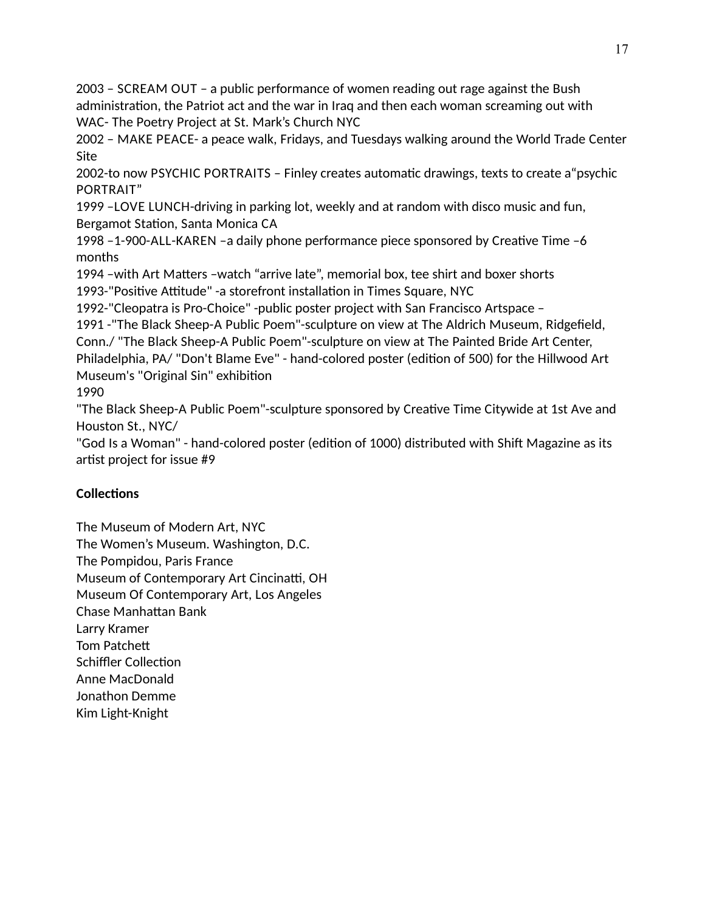2003 – SCREAM OUT – a public performance of women reading out rage against the Bush administration, the Patriot act and the war in Iraq and then each woman screaming out with WAC- The Poetry Project at St. Mark's Church NYC
2002 – MAKE PEACE- a peace walk, Fridays, and Tuesdays walking around the World Trade Center Site
2002-to now PSYCHIC PORTRAITS – Finley creates automatic drawings, texts to create a"psychic PORTRAIT"
1999 –LOVE LUNCH-driving in parking lot, weekly and at random with disco music and fun, Bergamot Station, Santa Monica CA
1998 –1-900-ALL-KAREN –a daily phone performance piece sponsored by Creative Time –6 months
1994 –with Art Matters –watch "arrive late", memorial box, tee shirt and boxer shorts
1993-"Positive Attitude" -a storefront installation in Times Square, NYC
1992-"Cleopatra is Pro-Choice" -public poster project with San Francisco Artspace –
1991 -"The Black Sheep-A Public Poem"-sculpture on view at The Aldrich Museum, Ridgefield, Conn./ "The Black Sheep-A Public Poem"-sculpture on view at The Painted Bride Art Center, Philadelphia, PA/ "Don't Blame Eve" - hand-colored poster (edition of 500) for the Hillwood Art Museum's "Original Sin" exhibition
1990
"The Black Sheep-A Public Poem"-sculpture sponsored by Creative Time Citywide at 1st Ave and Houston St., NYC/
"God Is a Woman" - hand-colored poster (edition of 1000) distributed with Shift Magazine as its artist project for issue #9

**Collections**

The Museum of Modern Art, NYC
The Women's Museum. Washington, D.C.
The Pompidou, Paris France
Museum of Contemporary Art Cincinatti, OH
Museum Of Contemporary Art, Los Angeles
Chase Manhattan Bank
Larry Kramer
Tom Patchett
Schiffler Collection
Anne MacDonald
Jonathon Demme
Kim Light-Knight